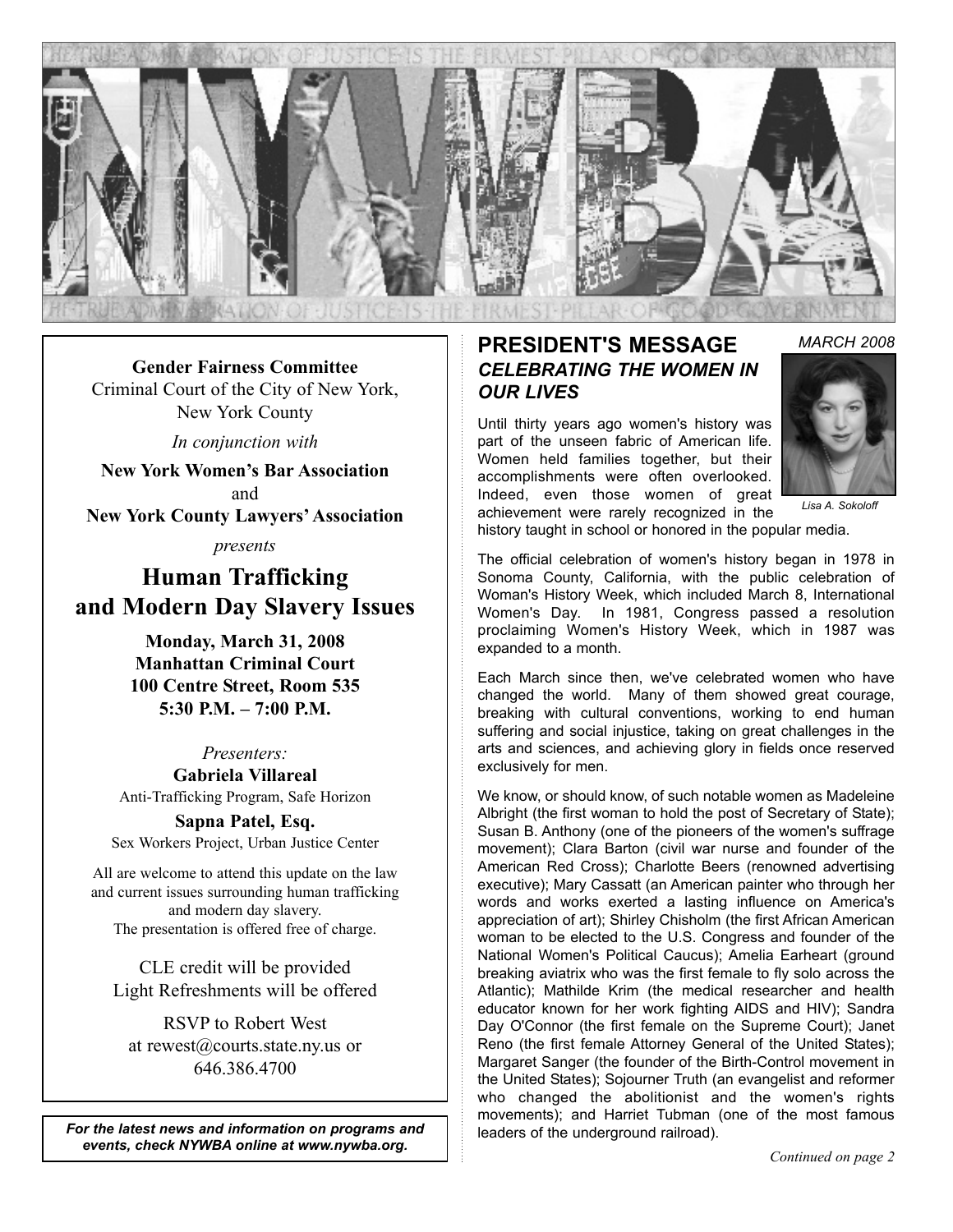# NYWBA

THE TRUE ADMINISTRATION OF JUSTICE IS THE FIRMEST PILLAR OF GOOD GOVERNMENT

**Gender Fairness Committee**
Criminal Court of the City of New York,
New York County

*In conjunction with*

**New York Women's Bar Association**
and
**New York County Lawyers' Association**

*presents*

## Human Trafficking and Modern Day Slavery Issues

**Monday, March 31, 2008**
**Manhattan Criminal Court**
**100 Centre Street, Room 535**
**5:30 P.M. – 7:00 P.M.**

*Presenters:*

**Gabriela Villareal**
Anti-Trafficking Program, Safe Horizon

**Sapna Patel, Esq.**
Sex Workers Project, Urban Justice Center

All are welcome to attend this update on the law and current issues surrounding human trafficking and modern day slavery.
The presentation is offered free of charge.

CLE credit will be provided
Light Refreshments will be offered

RSVP to Robert West
at rewest@courts.state.ny.us or
646.386.4700

***For the latest news and information on programs and events, check NYWBA online at www.nywba.org.***

*MARCH 2008*

## PRESIDENT'S MESSAGE

### *CELEBRATING THE WOMEN IN OUR LIVES*

*Lisa A. Sokoloff*

Until thirty years ago women's history was part of the unseen fabric of American life. Women held families together, but their accomplishments were often overlooked. Indeed, even those women of great achievement were rarely recognized in the history taught in school or honored in the popular media.

The official celebration of women's history began in 1978 in Sonoma County, California, with the public celebration of Woman's History Week, which included March 8, International Women's Day. In 1981, Congress passed a resolution proclaiming Women's History Week, which in 1987 was expanded to a month.

Each March since then, we've celebrated women who have changed the world. Many of them showed great courage, breaking with cultural conventions, working to end human suffering and social injustice, taking on great challenges in the arts and sciences, and achieving glory in fields once reserved exclusively for men.

We know, or should know, of such notable women as Madeleine Albright (the first woman to hold the post of Secretary of State); Susan B. Anthony (one of the pioneers of the women's suffrage movement); Clara Barton (civil war nurse and founder of the American Red Cross); Charlotte Beers (renowned advertising executive); Mary Cassatt (an American painter who through her words and works exerted a lasting influence on America's appreciation of art); Shirley Chisholm (the first African American woman to be elected to the U.S. Congress and founder of the National Women's Political Caucus); Amelia Earheart (ground breaking aviatrix who was the first female to fly solo across the Atlantic); Mathilde Krim (the medical researcher and health educator known for her work fighting AIDS and HIV); Sandra Day O'Connor (the first female on the Supreme Court); Janet Reno (the first female Attorney General of the United States); Margaret Sanger (the founder of the Birth-Control movement in the United States); Sojourner Truth (an evangelist and reformer who changed the abolitionist and the women's rights movements); and Harriet Tubman (one of the most famous leaders of the underground railroad).

*Continued on page 2*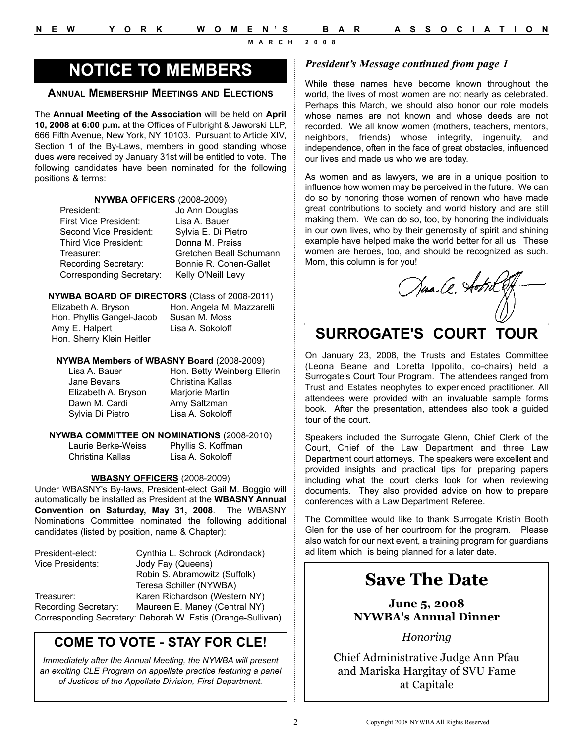# NOTICE TO MEMBERS

## Annual Membership Meetings and Elections

The **Annual Meeting of the Association** will be held on **April 10, 2008 at 6:00 p.m.** at the Offices of Fulbright & Jaworski LLP, 666 Fifth Avenue, New York, NY 10103. Pursuant to Article XIV, Section 1 of the By-Laws, members in good standing whose dues were received by January 31st will be entitled to vote. The following candidates have been nominated for the following positions & terms:

**NYWBA OFFICERS** (2008-2009)

| | |
|---|---|
| President: | Jo Ann Douglas |
| First Vice President: | Lisa A. Bauer |
| Second Vice President: | Sylvia E. Di Pietro |
| Third Vice President: | Donna M. Praiss |
| Treasurer: | Gretchen Beall Schumann |
| Recording Secretary: | Bonnie R. Cohen-Gallet |
| Corresponding Secretary: | Kelly O'Neill Levy |

**NYWBA BOARD OF DIRECTORS** (Class of 2008-2011)

| | |
|---|---|
| Elizabeth A. Bryson | Hon. Angela M. Mazzarelli |
| Hon. Phyllis Gangel-Jacob | Susan M. Moss |
| Amy E. Halpert | Lisa A. Sokoloff |
| Hon. Sherry Klein Heitler | |

**NYWBA Members of WBASNY Board** (2008-2009)

| | |
|---|---|
| Lisa A. Bauer | Hon. Betty Weinberg Ellerin |
| Jane Bevans | Christina Kallas |
| Elizabeth A. Bryson | Marjorie Martin |
| Dawn M. Cardi | Amy Saltzman |
| Sylvia Di Pietro | Lisa A. Sokoloff |

**NYWBA COMMITTEE ON NOMINATIONS** (2008-2010)

| | |
|---|---|
| Laurie Berke-Weiss | Phyllis S. Koffman |
| Christina Kallas | Lisa A. Sokoloff |

**WBASNY OFFICERS** (2008-2009)

Under WBASNY's By-laws, President-elect Gail M. Boggio will automatically be installed as President at the **WBASNY Annual Convention on Saturday, May 31, 2008**. The WBASNY Nominations Committee nominated the following additional candidates (listed by position, name & Chapter):

| | |
|---|---|
| President-elect: | Cynthia L. Schrock (Adirondack) |
| Vice Presidents: | Jody Fay (Queens) |
| | Robin S. Abramowitz (Suffolk) |
| | Teresa Schiller (NYWBA) |
| Treasurer: | Karen Richardson (Western NY) |
| Recording Secretary: | Maureen E. Maney (Central NY) |
| Corresponding Secretary: | Deborah W. Estis (Orange-Sullivan) |

## COME TO VOTE - STAY FOR CLE!

*Immediately after the Annual Meeting, the NYWBA will present an exciting CLE Program on appellate practice featuring a panel of Justices of the Appellate Division, First Department.*

### *President's Message continued from page 1*

While these names have become known throughout the world, the lives of most women are not nearly as celebrated. Perhaps this March, we should also honor our role models whose names are not known and whose deeds are not recorded. We all know women (mothers, teachers, mentors, neighbors, friends) whose integrity, ingenuity, and independence, often in the face of great obstacles, influenced our lives and made us who we are today.

As women and as lawyers, we are in a unique position to influence how women may be perceived in the future. We can do so by honoring those women of renown who have made great contributions to society and world history and are still making them. We can do so, too, by honoring the individuals in our own lives, who by their generosity of spirit and shining example have helped make the world better for all us. These women are heroes, too, and should be recognized as such. Mom, this column is for you!

Lisa A. Sokoloff

# SURROGATE'S COURT TOUR

On January 23, 2008, the Trusts and Estates Committee (Leona Beane and Loretta Ippolito, co-chairs) held a Surrogate's Court Tour Program. The attendees ranged from Trust and Estates neophytes to experienced practitioner. All attendees were provided with an invaluable sample forms book. After the presentation, attendees also took a guided tour of the court.

Speakers included the Surrogate Glenn, Chief Clerk of the Court, Chief of the Law Department and three Law Department court attorneys. The speakers were excellent and provided insights and practical tips for preparing papers including what the court clerks look for when reviewing documents. They also provided advice on how to prepare conferences with a Law Department Referee.

The Committee would like to thank Surrogate Kristin Booth Glen for the use of her courtroom for the program. Please also watch for our next event, a training program for guardians ad litem which is being planned for a later date.

# Save The Date

**June 5, 2008**
**NYWBA's Annual Dinner**

*Honoring*

Chief Administrative Judge Ann Pfau and Mariska Hargitay of SVU Fame at Capitale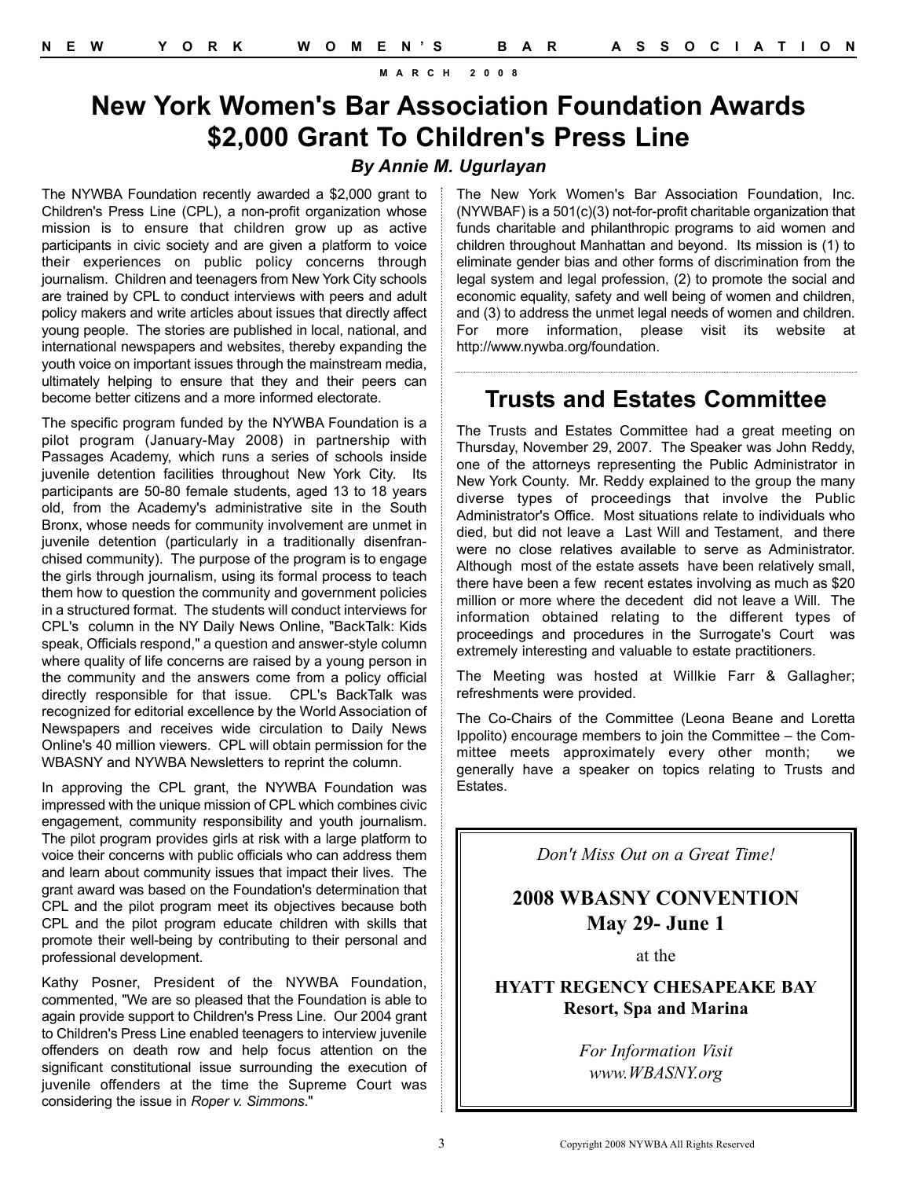# New York Women's Bar Association Foundation Awards $2,000 Grant To Children's Press Line

***By Annie M. Ugurlayan***

The NYWBA Foundation recently awarded a $2,000 grant to Children's Press Line (CPL), a non-profit organization whose mission is to ensure that children grow up as active participants in civic society and are given a platform to voice their experiences on public policy concerns through journalism. Children and teenagers from New York City schools are trained by CPL to conduct interviews with peers and adult policy makers and write articles about issues that directly affect young people. The stories are published in local, national, and international newspapers and websites, thereby expanding the youth voice on important issues through the mainstream media, ultimately helping to ensure that they and their peers can become better citizens and a more informed electorate.

The specific program funded by the NYWBA Foundation is a pilot program (January-May 2008) in partnership with Passages Academy, which runs a series of schools inside juvenile detention facilities throughout New York City. Its participants are 50-80 female students, aged 13 to 18 years old, from the Academy's administrative site in the South Bronx, whose needs for community involvement are unmet in juvenile detention (particularly in a traditionally disenfranchised community). The purpose of the program is to engage the girls through journalism, using its formal process to teach them how to question the community and government policies in a structured format. The students will conduct interviews for CPL's column in the NY Daily News Online, "BackTalk: Kids speak, Officials respond," a question and answer-style column where quality of life concerns are raised by a young person in the community and the answers come from a policy official directly responsible for that issue. CPL's BackTalk was recognized for editorial excellence by the World Association of Newspapers and receives wide circulation to Daily News Online's 40 million viewers. CPL will obtain permission for the WBASNY and NYWBA Newsletters to reprint the column.

In approving the CPL grant, the NYWBA Foundation was impressed with the unique mission of CPL which combines civic engagement, community responsibility and youth journalism. The pilot program provides girls at risk with a large platform to voice their concerns with public officials who can address them and learn about community issues that impact their lives. The grant award was based on the Foundation's determination that CPL and the pilot program meet its objectives because both CPL and the pilot program educate children with skills that promote their well-being by contributing to their personal and professional development.

Kathy Posner, President of the NYWBA Foundation, commented, "We are so pleased that the Foundation is able to again provide support to Children's Press Line. Our 2004 grant to Children's Press Line enabled teenagers to interview juvenile offenders on death row and help focus attention on the significant constitutional issue surrounding the execution of juvenile offenders at the time the Supreme Court was considering the issue in *Roper v. Simmons*."

The New York Women's Bar Association Foundation, Inc. (NYWBAF) is a 501(c)(3) not-for-profit charitable organization that funds charitable and philanthropic programs to aid women and children throughout Manhattan and beyond. Its mission is (1) to eliminate gender bias and other forms of discrimination from the legal system and legal profession, (2) to promote the social and economic equality, safety and well being of women and children, and (3) to address the unmet legal needs of women and children. For more information, please visit its website at http://www.nywba.org/foundation.

# Trusts and Estates Committee

The Trusts and Estates Committee had a great meeting on Thursday, November 29, 2007. The Speaker was John Reddy, one of the attorneys representing the Public Administrator in New York County. Mr. Reddy explained to the group the many diverse types of proceedings that involve the Public Administrator's Office. Most situations relate to individuals who died, but did not leave a Last Will and Testament, and there were no close relatives available to serve as Administrator. Although most of the estate assets have been relatively small, there have been a few recent estates involving as much as $20 million or more where the decedent did not leave a Will. The information obtained relating to the different types of proceedings and procedures in the Surrogate's Court was extremely interesting and valuable to estate practitioners.

The Meeting was hosted at Willkie Farr & Gallagher; refreshments were provided.

The Co-Chairs of the Committee (Leona Beane and Loretta Ippolito) encourage members to join the Committee – the Committee meets approximately every other month; we generally have a speaker on topics relating to Trusts and Estates.

*Don't Miss Out on a Great Time!*

**2008 WBASNY CONVENTION**
**May 29- June 1**

at the

**HYATT REGENCY CHESAPEAKE BAY**
**Resort, Spa and Marina**

*For Information Visit*
*www.WBASNY.org*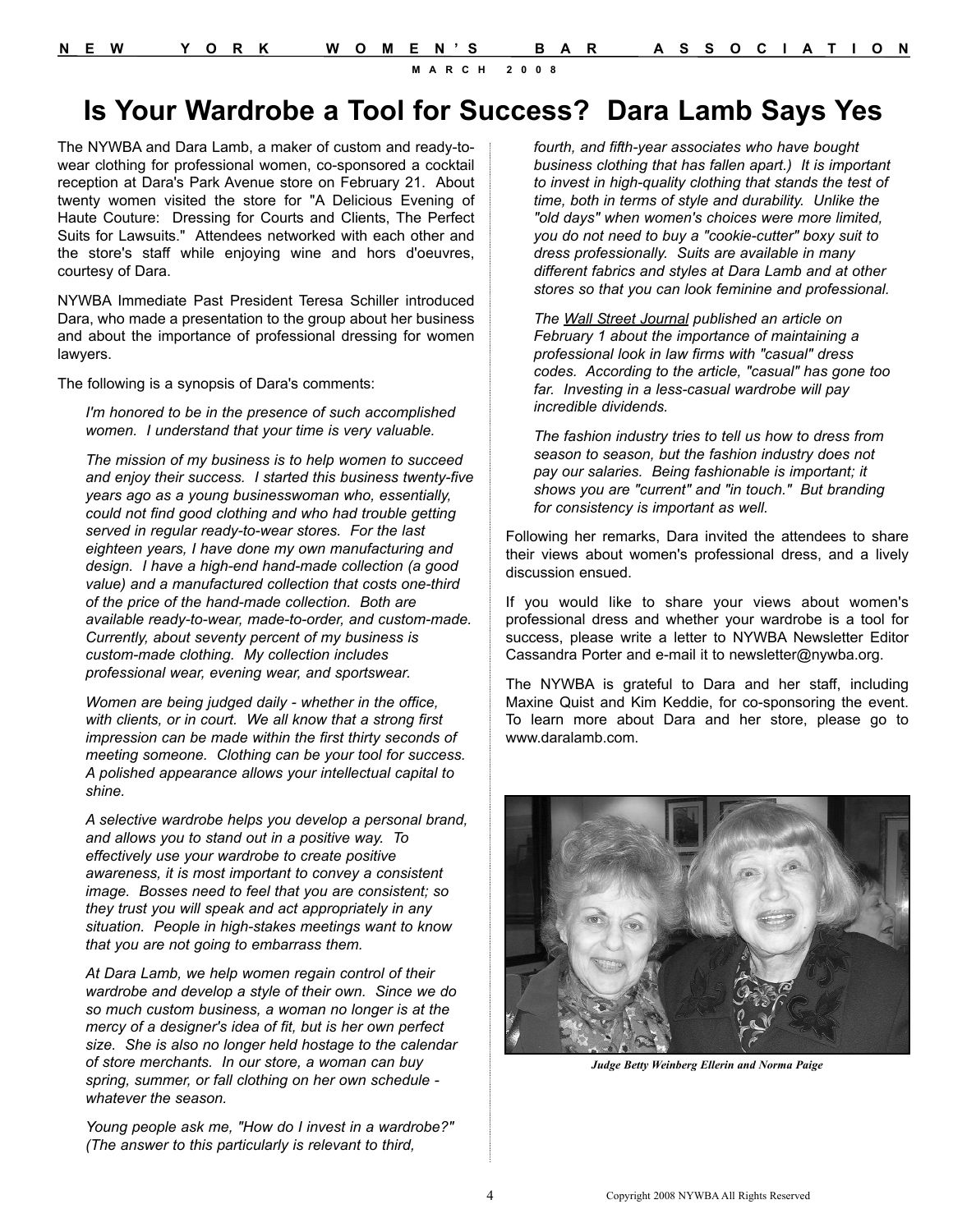# Is Your Wardrobe a Tool for Success? Dara Lamb Says Yes

The NYWBA and Dara Lamb, a maker of custom and ready-to-wear clothing for professional women, co-sponsored a cocktail reception at Dara's Park Avenue store on February 21. About twenty women visited the store for "A Delicious Evening of Haute Couture: Dressing for Courts and Clients, The Perfect Suits for Lawsuits." Attendees networked with each other and the store's staff while enjoying wine and hors d'oeuvres, courtesy of Dara.

NYWBA Immediate Past President Teresa Schiller introduced Dara, who made a presentation to the group about her business and about the importance of professional dressing for women lawyers.

The following is a synopsis of Dara's comments:

> *I'm honored to be in the presence of such accomplished women. I understand that your time is very valuable.*
>
> *The mission of my business is to help women to succeed and enjoy their success. I started this business twenty-five years ago as a young businesswoman who, essentially, could not find good clothing and who had trouble getting served in regular ready-to-wear stores. For the last eighteen years, I have done my own manufacturing and design. I have a high-end hand-made collection (a good value) and a manufactured collection that costs one-third of the price of the hand-made collection. Both are available ready-to-wear, made-to-order, and custom-made. Currently, about seventy percent of my business is custom-made clothing. My collection includes professional wear, evening wear, and sportswear.*
>
> *Women are being judged daily - whether in the office, with clients, or in court. We all know that a strong first impression can be made within the first thirty seconds of meeting someone. Clothing can be your tool for success. A polished appearance allows your intellectual capital to shine.*
>
> *A selective wardrobe helps you develop a personal brand, and allows you to stand out in a positive way. To effectively use your wardrobe to create positive awareness, it is most important to convey a consistent image. Bosses need to feel that you are consistent; so they trust you will speak and act appropriately in any situation. People in high-stakes meetings want to know that you are not going to embarrass them.*
>
> *At Dara Lamb, we help women regain control of their wardrobe and develop a style of their own. Since we do so much custom business, a woman no longer is at the mercy of a designer's idea of fit, but is her own perfect size. She is also no longer held hostage to the calendar of store merchants. In our store, a woman can buy spring, summer, or fall clothing on her own schedule - whatever the season.*
>
> *Young people ask me, "How do I invest in a wardrobe?" (The answer to this particularly is relevant to third, fourth, and fifth-year associates who have bought business clothing that has fallen apart.) It is important to invest in high-quality clothing that stands the test of time, both in terms of style and durability. Unlike the "old days" when women's choices were more limited, you do not need to buy a "cookie-cutter" boxy suit to dress professionally. Suits are available in many different fabrics and styles at Dara Lamb and at other stores so that you can look feminine and professional.*
>
> *The Wall Street Journal published an article on February 1 about the importance of maintaining a professional look in law firms with "casual" dress codes. According to the article, "casual" has gone too far. Investing in a less-casual wardrobe will pay incredible dividends.*
>
> *The fashion industry tries to tell us how to dress from season to season, but the fashion industry does not pay our salaries. Being fashionable is important; it shows you are "current" and "in touch." But branding for consistency is important as well.*

Following her remarks, Dara invited the attendees to share their views about women's professional dress, and a lively discussion ensued.

If you would like to share your views about women's professional dress and whether your wardrobe is a tool for success, please write a letter to NYWBA Newsletter Editor Cassandra Porter and e-mail it to newsletter@nywba.org.

The NYWBA is grateful to Dara and her staff, including Maxine Quist and Kim Keddie, for co-sponsoring the event. To learn more about Dara and her store, please go to www.daralamb.com.

*Judge Betty Weinberg Ellerin and Norma Paige*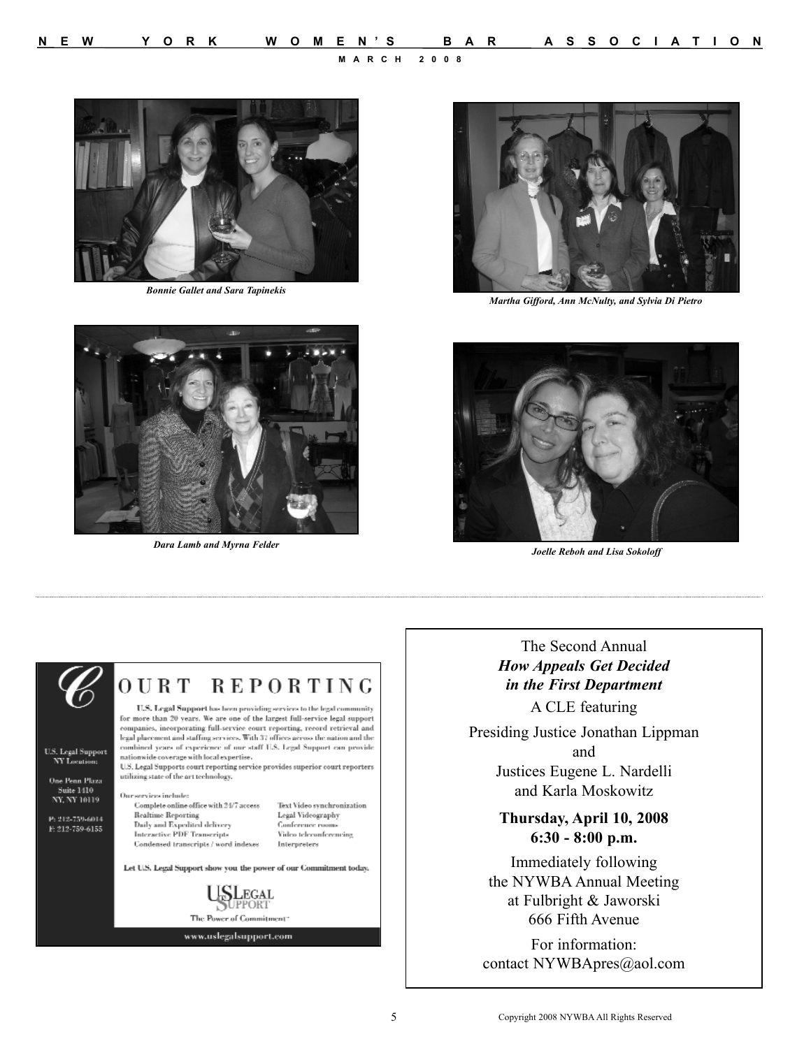*Bonnie Gallet and Sara Tapinekis*

*Martha Gifford, Ann McNulty, and Sylvia Di Pietro*

*Dara Lamb and Myrna Felder*

*Joelle Reboh and Lisa Sokoloff*

---

# COURT REPORTING

**U.S. Legal Support** has been providing services to the legal community for more than 20 years. We are one of the largest full-service legal support companies, incorporating full-service court reporting, record retrieval and legal placement and staffing services. With 37 offices across the nation and the combined years of experience of our staff U.S. Legal Support can provide nationwide coverage with local expertise.

U.S. Legal Supports court reporting service provides superior court reporters utilizing state of the art technology.

Our services include:

- Complete online office with 24/7 access
- Realtime Reporting
- Daily and Expedited delivery
- Interactive PDF Transcripts
- Condensed transcripts / word indexes
- Text Video synchronization
- Legal Videography
- Conference rooms
- Video teleconferencing
- Interpreters

Let U.S. Legal Support show you the power of our Commitment today.

U.S. Legal Support NY Location:
One Penn Plaza
Suite 1410
NY, NY 10119

P: 212-759-6014
F: 212-759-6155

US LEGAL SUPPORT
The Power of Commitment

www.uslegalsupport.com

---

The Second Annual

***How Appeals Get Decided in the First Department***

A CLE featuring

Presiding Justice Jonathan Lippman
and
Justices Eugene L. Nardelli
and Karla Moskowitz

**Thursday, April 10, 2008**
**6:30 - 8:00 p.m.**

Immediately following
the NYWBA Annual Meeting
at Fulbright & Jaworski
666 Fifth Avenue

For information:
contact NYWBApres@aol.com

Copyright 2008 NYWBA All Rights Reserved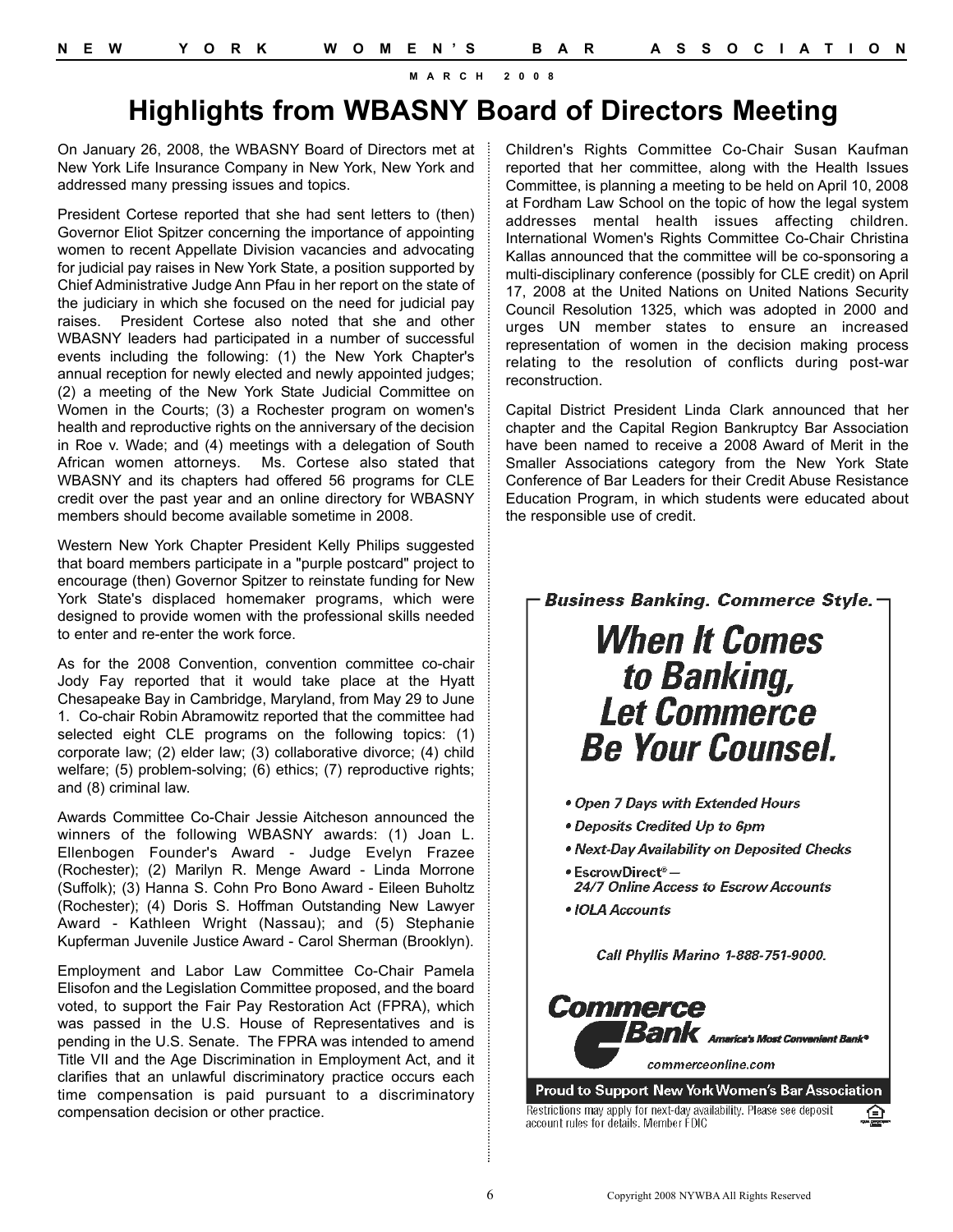# Highlights from WBASNY Board of Directors Meeting

On January 26, 2008, the WBASNY Board of Directors met at New York Life Insurance Company in New York, New York and addressed many pressing issues and topics.

President Cortese reported that she had sent letters to (then) Governor Eliot Spitzer concerning the importance of appointing women to recent Appellate Division vacancies and advocating for judicial pay raises in New York State, a position supported by Chief Administrative Judge Ann Pfau in her report on the state of the judiciary in which she focused on the need for judicial pay raises. President Cortese also noted that she and other WBASNY leaders had participated in a number of successful events including the following: (1) the New York Chapter's annual reception for newly elected and newly appointed judges; (2) a meeting of the New York State Judicial Committee on Women in the Courts; (3) a Rochester program on women's health and reproductive rights on the anniversary of the decision in Roe v. Wade; and (4) meetings with a delegation of South African women attorneys. Ms. Cortese also stated that WBASNY and its chapters had offered 56 programs for CLE credit over the past year and an online directory for WBASNY members should become available sometime in 2008.

Western New York Chapter President Kelly Philips suggested that board members participate in a "purple postcard" project to encourage (then) Governor Spitzer to reinstate funding for New York State's displaced homemaker programs, which were designed to provide women with the professional skills needed to enter and re-enter the work force.

As for the 2008 Convention, convention committee co-chair Jody Fay reported that it would take place at the Hyatt Chesapeake Bay in Cambridge, Maryland, from May 29 to June 1. Co-chair Robin Abramowitz reported that the committee had selected eight CLE programs on the following topics: (1) corporate law; (2) elder law; (3) collaborative divorce; (4) child welfare; (5) problem-solving; (6) ethics; (7) reproductive rights; and (8) criminal law.

Awards Committee Co-Chair Jessie Aitcheson announced the winners of the following WBASNY awards: (1) Joan L. Ellenbogen Founder's Award - Judge Evelyn Frazee (Rochester); (2) Marilyn R. Menge Award - Linda Morrone (Suffolk); (3) Hanna S. Cohn Pro Bono Award - Eileen Buholtz (Rochester); (4) Doris S. Hoffman Outstanding New Lawyer Award - Kathleen Wright (Nassau); and (5) Stephanie Kupferman Juvenile Justice Award - Carol Sherman (Brooklyn).

Employment and Labor Law Committee Co-Chair Pamela Elisofon and the Legislation Committee proposed, and the board voted, to support the Fair Pay Restoration Act (FPRA), which was passed in the U.S. House of Representatives and is pending in the U.S. Senate. The FPRA was intended to amend Title VII and the Age Discrimination in Employment Act, and it clarifies that an unlawful discriminatory practice occurs each time compensation is paid pursuant to a discriminatory compensation decision or other practice.

Children's Rights Committee Co-Chair Susan Kaufman reported that her committee, along with the Health Issues Committee, is planning a meeting to be held on April 10, 2008 at Fordham Law School on the topic of how the legal system addresses mental health issues affecting children. International Women's Rights Committee Co-Chair Christina Kallas announced that the committee will be co-sponsoring a multi-disciplinary conference (possibly for CLE credit) on April 17, 2008 at the United Nations on United Nations Security Council Resolution 1325, which was adopted in 2000 and urges UN member states to ensure an increased representation of women in the decision making process relating to the resolution of conflicts during post-war reconstruction.

Capital District President Linda Clark announced that her chapter and the Capital Region Bankruptcy Bar Association have been named to receive a 2008 Award of Merit in the Smaller Associations category from the New York State Conference of Bar Leaders for their Credit Abuse Resistance Education Program, in which students were educated about the responsible use of credit.

---

*Business Banking. Commerce Style.*

## *When It Comes to Banking, Let Commerce Be Your Counsel.*

- *Open 7 Days with Extended Hours*
- *Deposits Credited Up to 6pm*
- *Next-Day Availability on Deposited Checks*
- *EscrowDirect® — 24/7 Online Access to Escrow Accounts*
- *IOLA Accounts*

*Call Phyllis Marino 1-888-751-9000.*

**Commerce Bank** *America's Most Convenient Bank®*

commerceonline.com

**Proud to Support New York Women's Bar Association**

Restrictions may apply for next-day availability. Please see deposit account rules for details. Member FDIC

Copyright 2008 NYWBA All Rights Reserved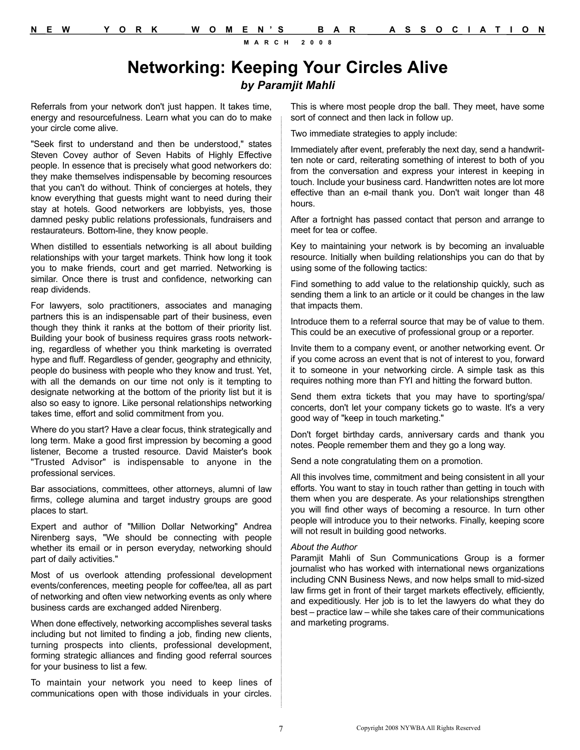# Networking: Keeping Your Circles Alive

***by Paramjit Mahli***

Referrals from your network don't just happen. It takes time, energy and resourcefulness. Learn what you can do to make your circle come alive.

"Seek first to understand and then be understood," states Steven Covey author of Seven Habits of Highly Effective people. In essence that is precisely what good networkers do: they make themselves indispensable by becoming resources that you can't do without. Think of concierges at hotels, they know everything that guests might want to need during their stay at hotels. Good networkers are lobbyists, yes, those damned pesky public relations professionals, fundraisers and restaurateurs. Bottom-line, they know people.

When distilled to essentials networking is all about building relationships with your target markets. Think how long it took you to make friends, court and get married. Networking is similar. Once there is trust and confidence, networking can reap dividends.

For lawyers, solo practitioners, associates and managing partners this is an indispensable part of their business, even though they think it ranks at the bottom of their priority list. Building your book of business requires grass roots networking, regardless of whether you think marketing is overrated hype and fluff. Regardless of gender, geography and ethnicity, people do business with people who they know and trust. Yet, with all the demands on our time not only is it tempting to designate networking at the bottom of the priority list but it is also so easy to ignore. Like personal relationships networking takes time, effort and solid commitment from you.

Where do you start? Have a clear focus, think strategically and long term. Make a good first impression by becoming a good listener, Become a trusted resource. David Maister's book "Trusted Advisor" is indispensable to anyone in the professional services.

Bar associations, committees, other attorneys, alumni of law firms, college alumina and target industry groups are good places to start.

Expert and author of "Million Dollar Networking" Andrea Nirenberg says, "We should be connecting with people whether its email or in person everyday, networking should part of daily activities."

Most of us overlook attending professional development events/conferences, meeting people for coffee/tea, all as part of networking and often view networking events as only where business cards are exchanged added Nirenberg.

When done effectively, networking accomplishes several tasks including but not limited to finding a job, finding new clients, turning prospects into clients, professional development, forming strategic alliances and finding good referral sources for your business to list a few.

To maintain your network you need to keep lines of communications open with those individuals in your circles. This is where most people drop the ball. They meet, have some sort of connect and then lack in follow up.

Two immediate strategies to apply include:

Immediately after event, preferably the next day, send a handwritten note or card, reiterating something of interest to both of you from the conversation and express your interest in keeping in touch. Include your business card. Handwritten notes are lot more effective than an e-mail thank you. Don't wait longer than 48 hours.

After a fortnight has passed contact that person and arrange to meet for tea or coffee.

Key to maintaining your network is by becoming an invaluable resource. Initially when building relationships you can do that by using some of the following tactics:

Find something to add value to the relationship quickly, such as sending them a link to an article or it could be changes in the law that impacts them.

Introduce them to a referral source that may be of value to them. This could be an executive of professional group or a reporter.

Invite them to a company event, or another networking event. Or if you come across an event that is not of interest to you, forward it to someone in your networking circle. A simple task as this requires nothing more than FYI and hitting the forward button.

Send them extra tickets that you may have to sporting/spa/concerts, don't let your company tickets go to waste. It's a very good way of "keep in touch marketing."

Don't forget birthday cards, anniversary cards and thank you notes. People remember them and they go a long way.

Send a note congratulating them on a promotion.

All this involves time, commitment and being consistent in all your efforts. You want to stay in touch rather than getting in touch with them when you are desperate. As your relationships strengthen you will find other ways of becoming a resource. In turn other people will introduce you to their networks. Finally, keeping score will not result in building good networks.

*About the Author*

Paramjit Mahli of Sun Communications Group is a former journalist who has worked with international news organizations including CNN Business News, and now helps small to mid-sized law firms get in front of their target markets effectively, efficiently, and expeditiously. Her job is to let the lawyers do what they do best – practice law – while she takes care of their communications and marketing programs.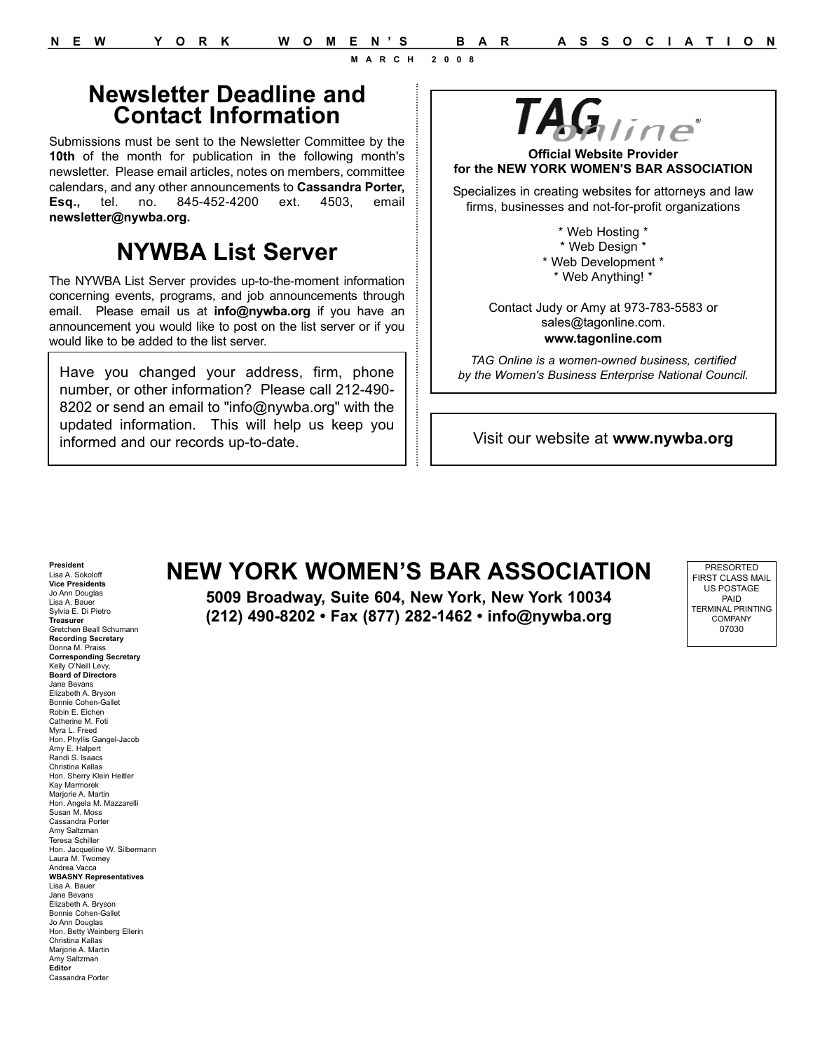## Newsletter Deadline and Contact Information

Submissions must be sent to the Newsletter Committee by the **10th** of the month for publication in the following month's newsletter. Please email articles, notes on members, committee calendars, and any other announcements to **Cassandra Porter, Esq.,** tel. no. 845-452-4200 ext. 4503, email **newsletter@nywba.org.**

## NYWBA List Server

The NYWBA List Server provides up-to-the-moment information concerning events, programs, and job announcements through email. Please email us at **info@nywba.org** if you have an announcement you would like to post on the list server or if you would like to be added to the list server.

Have you changed your address, firm, phone number, or other information? Please call 212-490-8202 or send an email to "info@nywba.org" with the updated information. This will help us keep you informed and our records up-to-date.

TAG online

**Official Website Provider for the NEW YORK WOMEN'S BAR ASSOCIATION**

Specializes in creating websites for attorneys and law firms, businesses and not-for-profit organizations

* Web Hosting *
* Web Design *
* Web Development *
* Web Anything! *

Contact Judy or Amy at 973-783-5583 or sales@tagonline.com.
**www.tagonline.com**

*TAG Online is a women-owned business, certified by the Women's Business Enterprise National Council.*

Visit our website at **www.nywba.org**

**President**
Lisa A. Sokoloff
**Vice Presidents**
Jo Ann Douglas
Lisa A. Bauer
Sylvia E. Di Pietro
**Treasurer**
Gretchen Beall Schumann
**Recording Secretary**
Donna M. Praiss
**Corresponding Secretary**
Kelly O'Neill Levy,
**Board of Directors**
Jane Bevans
Elizabeth A. Bryson
Bonnie Cohen-Gallet
Robin E. Eichen
Catherine M. Foti
Myra L. Freed
Hon. Phyllis Gangel-Jacob
Amy E. Halpert
Randi S. Isaacs
Christina Kallas
Hon. Sherry Klein Heitler
Kay Marmorek
Marjorie A. Martin
Hon. Angela M. Mazzarelli
Susan M. Moss
Cassandra Porter
Amy Saltzman
Teresa Schiller
Hon. Jacqueline W. Silbermann
Laura M. Twomey
Andrea Vacca
**WBASNY Representatives**
Lisa A. Bauer
Jane Bevans
Elizabeth A. Bryson
Bonnie Cohen-Gallet
Jo Ann Douglas
Hon. Betty Weinberg Ellerin
Christina Kallas
Marjorie A. Martin
Amy Saltzman
**Editor**
Cassandra Porter

# NEW YORK WOMEN'S BAR ASSOCIATION

**5009 Broadway, Suite 604, New York, New York 10034**
**(212) 490-8202 • Fax (877) 282-1462 • info@nywba.org**

PRESORTED
FIRST CLASS MAIL
US POSTAGE
PAID
TERMINAL PRINTING
COMPANY
07030